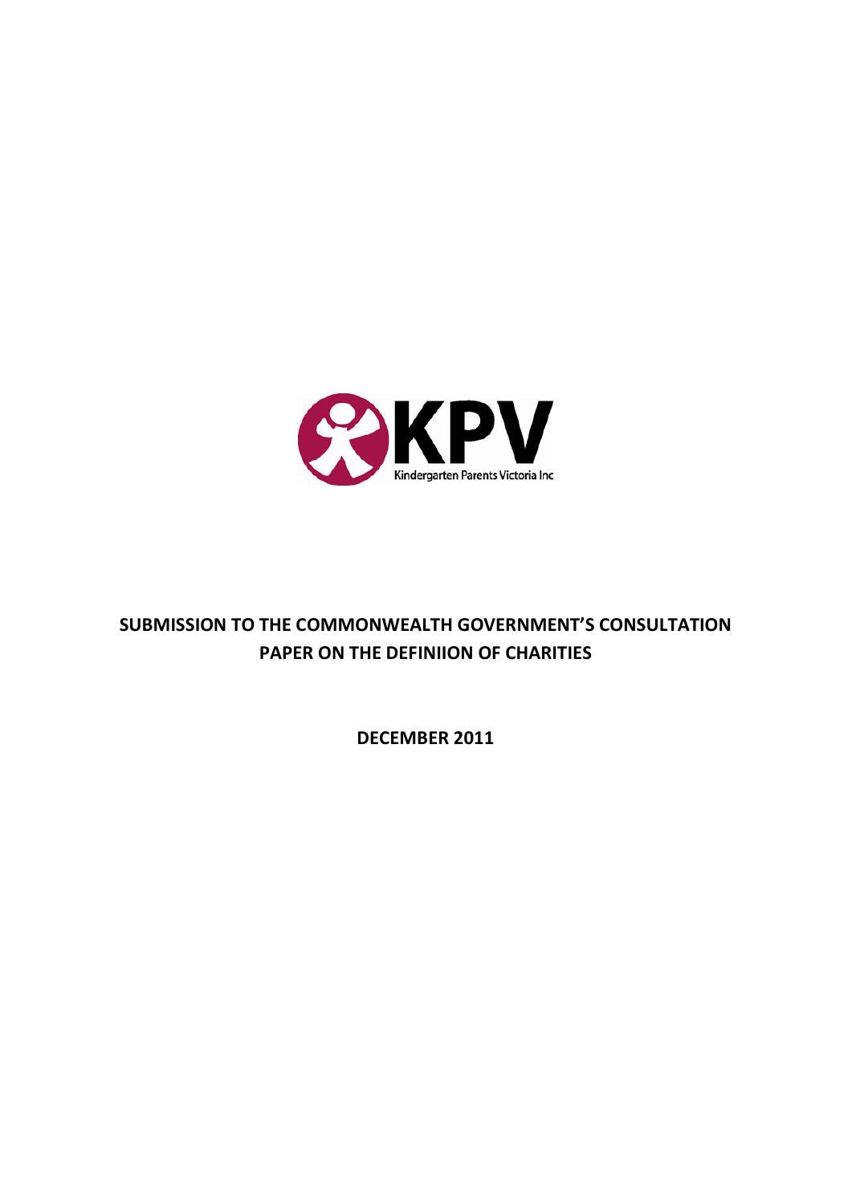KPV

Kindergarten Parents Victoria Inc

# SUBMISSION TO THE COMMONWEALTH GOVERNMENT'S CONSULTATION PAPER ON THE DEFINIION OF CHARITIES

**DECEMBER 2011**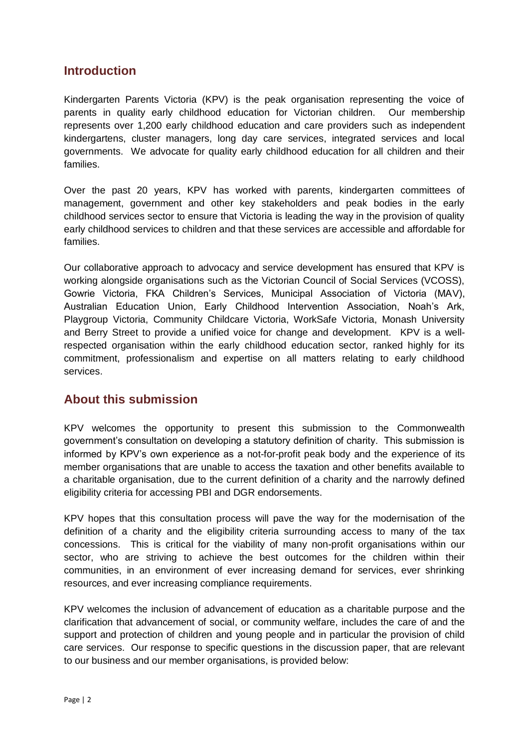## Introduction

Kindergarten Parents Victoria (KPV) is the peak organisation representing the voice of parents in quality early childhood education for Victorian children. Our membership represents over 1,200 early childhood education and care providers such as independent kindergartens, cluster managers, long day care services, integrated services and local governments. We advocate for quality early childhood education for all children and their families.

Over the past 20 years, KPV has worked with parents, kindergarten committees of management, government and other key stakeholders and peak bodies in the early childhood services sector to ensure that Victoria is leading the way in the provision of quality early childhood services to children and that these services are accessible and affordable for families.

Our collaborative approach to advocacy and service development has ensured that KPV is working alongside organisations such as the Victorian Council of Social Services (VCOSS), Gowrie Victoria, FKA Children's Services, Municipal Association of Victoria (MAV), Australian Education Union, Early Childhood Intervention Association, Noah's Ark, Playgroup Victoria, Community Childcare Victoria, WorkSafe Victoria, Monash University and Berry Street to provide a unified voice for change and development. KPV is a well-respected organisation within the early childhood education sector, ranked highly for its commitment, professionalism and expertise on all matters relating to early childhood services.

## About this submission

KPV welcomes the opportunity to present this submission to the Commonwealth government's consultation on developing a statutory definition of charity. This submission is informed by KPV's own experience as a not-for-profit peak body and the experience of its member organisations that are unable to access the taxation and other benefits available to a charitable organisation, due to the current definition of a charity and the narrowly defined eligibility criteria for accessing PBI and DGR endorsements.

KPV hopes that this consultation process will pave the way for the modernisation of the definition of a charity and the eligibility criteria surrounding access to many of the tax concessions. This is critical for the viability of many non-profit organisations within our sector, who are striving to achieve the best outcomes for the children within their communities, in an environment of ever increasing demand for services, ever shrinking resources, and ever increasing compliance requirements.

KPV welcomes the inclusion of advancement of education as a charitable purpose and the clarification that advancement of social, or community welfare, includes the care of and the support and protection of children and young people and in particular the provision of child care services. Our response to specific questions in the discussion paper, that are relevant to our business and our member organisations, is provided below: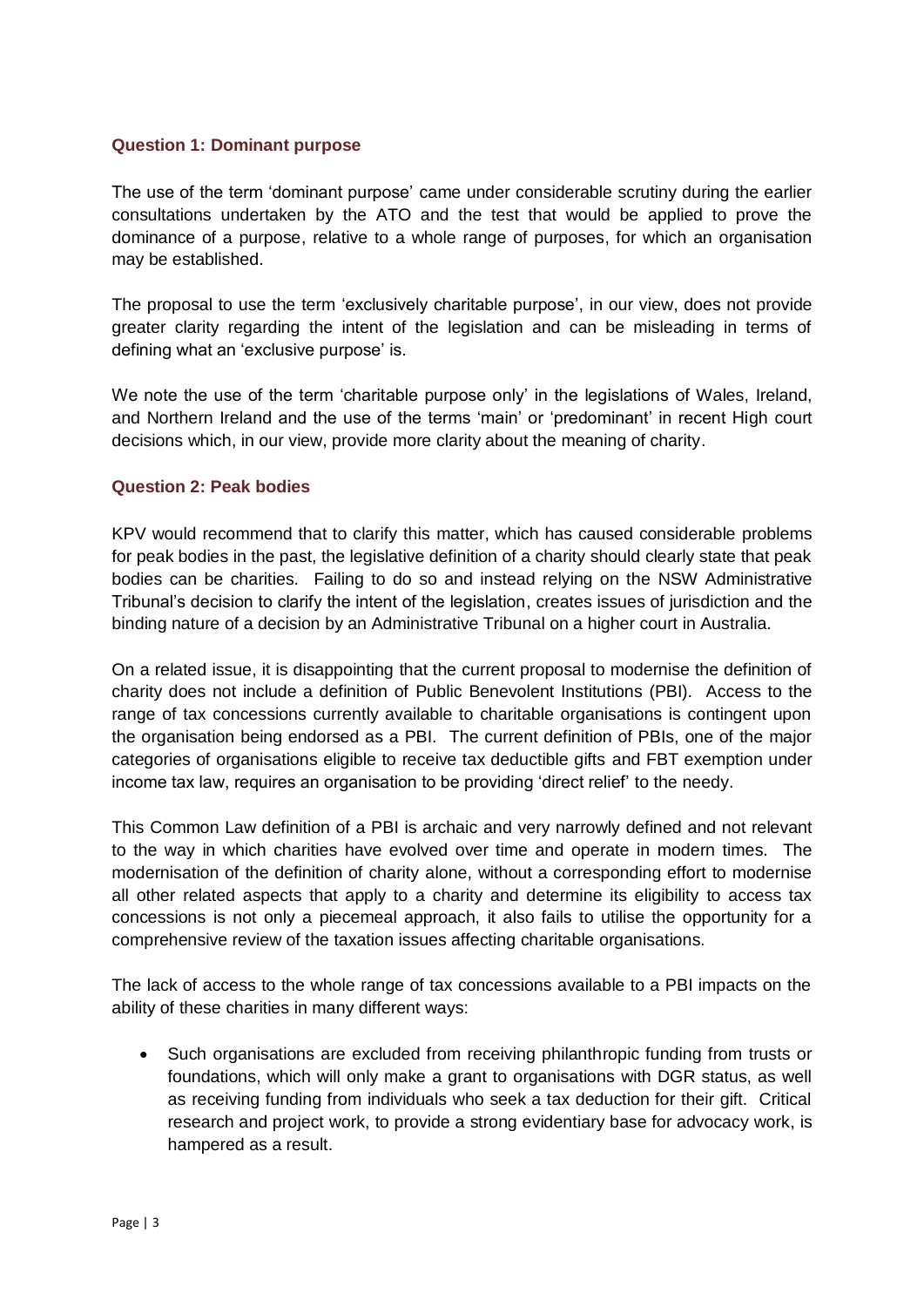### Question 1: Dominant purpose

The use of the term 'dominant purpose' came under considerable scrutiny during the earlier consultations undertaken by the ATO and the test that would be applied to prove the dominance of a purpose, relative to a whole range of purposes, for which an organisation may be established.

The proposal to use the term 'exclusively charitable purpose', in our view, does not provide greater clarity regarding the intent of the legislation and can be misleading in terms of defining what an 'exclusive purpose' is.

We note the use of the term 'charitable purpose only' in the legislations of Wales, Ireland, and Northern Ireland and the use of the terms 'main' or 'predominant' in recent High court decisions which, in our view, provide more clarity about the meaning of charity.

### Question 2: Peak bodies

KPV would recommend that to clarify this matter, which has caused considerable problems for peak bodies in the past, the legislative definition of a charity should clearly state that peak bodies can be charities. Failing to do so and instead relying on the NSW Administrative Tribunal's decision to clarify the intent of the legislation, creates issues of jurisdiction and the binding nature of a decision by an Administrative Tribunal on a higher court in Australia.

On a related issue, it is disappointing that the current proposal to modernise the definition of charity does not include a definition of Public Benevolent Institutions (PBI). Access to the range of tax concessions currently available to charitable organisations is contingent upon the organisation being endorsed as a PBI. The current definition of PBIs, one of the major categories of organisations eligible to receive tax deductible gifts and FBT exemption under income tax law, requires an organisation to be providing 'direct relief' to the needy.

This Common Law definition of a PBI is archaic and very narrowly defined and not relevant to the way in which charities have evolved over time and operate in modern times. The modernisation of the definition of charity alone, without a corresponding effort to modernise all other related aspects that apply to a charity and determine its eligibility to access tax concessions is not only a piecemeal approach, it also fails to utilise the opportunity for a comprehensive review of the taxation issues affecting charitable organisations.

The lack of access to the whole range of tax concessions available to a PBI impacts on the ability of these charities in many different ways:

- Such organisations are excluded from receiving philanthropic funding from trusts or foundations, which will only make a grant to organisations with DGR status, as well as receiving funding from individuals who seek a tax deduction for their gift. Critical research and project work, to provide a strong evidentiary base for advocacy work, is hampered as a result.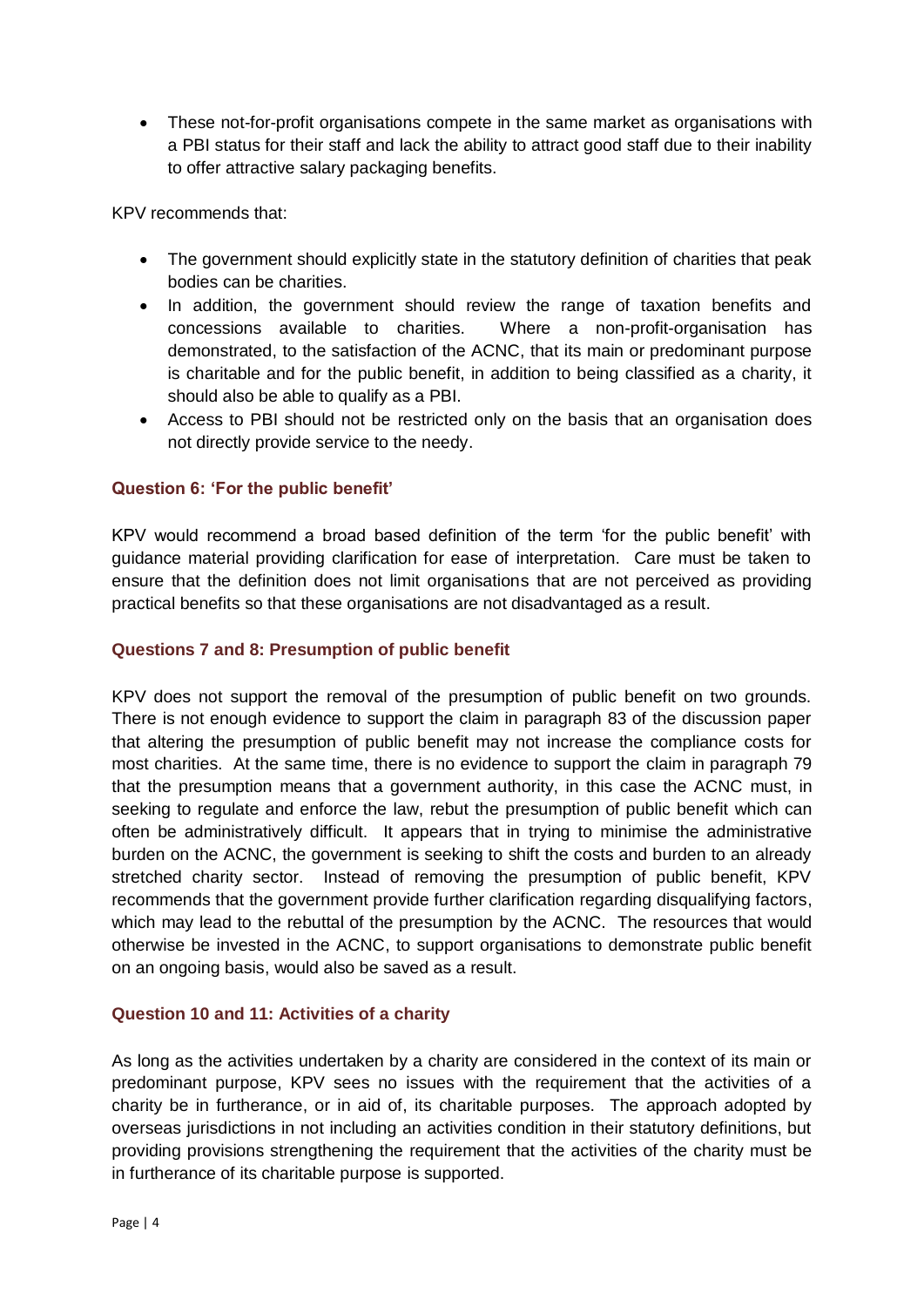- These not-for-profit organisations compete in the same market as organisations with a PBI status for their staff and lack the ability to attract good staff due to their inability to offer attractive salary packaging benefits.

KPV recommends that:

- The government should explicitly state in the statutory definition of charities that peak bodies can be charities.
- In addition, the government should review the range of taxation benefits and concessions available to charities. Where a non-profit-organisation has demonstrated, to the satisfaction of the ACNC, that its main or predominant purpose is charitable and for the public benefit, in addition to being classified as a charity, it should also be able to qualify as a PBI.
- Access to PBI should not be restricted only on the basis that an organisation does not directly provide service to the needy.

### Question 6: 'For the public benefit'

KPV would recommend a broad based definition of the term 'for the public benefit' with guidance material providing clarification for ease of interpretation. Care must be taken to ensure that the definition does not limit organisations that are not perceived as providing practical benefits so that these organisations are not disadvantaged as a result.

### Questions 7 and 8: Presumption of public benefit

KPV does not support the removal of the presumption of public benefit on two grounds. There is not enough evidence to support the claim in paragraph 83 of the discussion paper that altering the presumption of public benefit may not increase the compliance costs for most charities. At the same time, there is no evidence to support the claim in paragraph 79 that the presumption means that a government authority, in this case the ACNC must, in seeking to regulate and enforce the law, rebut the presumption of public benefit which can often be administratively difficult. It appears that in trying to minimise the administrative burden on the ACNC, the government is seeking to shift the costs and burden to an already stretched charity sector. Instead of removing the presumption of public benefit, KPV recommends that the government provide further clarification regarding disqualifying factors, which may lead to the rebuttal of the presumption by the ACNC. The resources that would otherwise be invested in the ACNC, to support organisations to demonstrate public benefit on an ongoing basis, would also be saved as a result.

### Question 10 and 11: Activities of a charity

As long as the activities undertaken by a charity are considered in the context of its main or predominant purpose, KPV sees no issues with the requirement that the activities of a charity be in furtherance, or in aid of, its charitable purposes. The approach adopted by overseas jurisdictions in not including an activities condition in their statutory definitions, but providing provisions strengthening the requirement that the activities of the charity must be in furtherance of its charitable purpose is supported.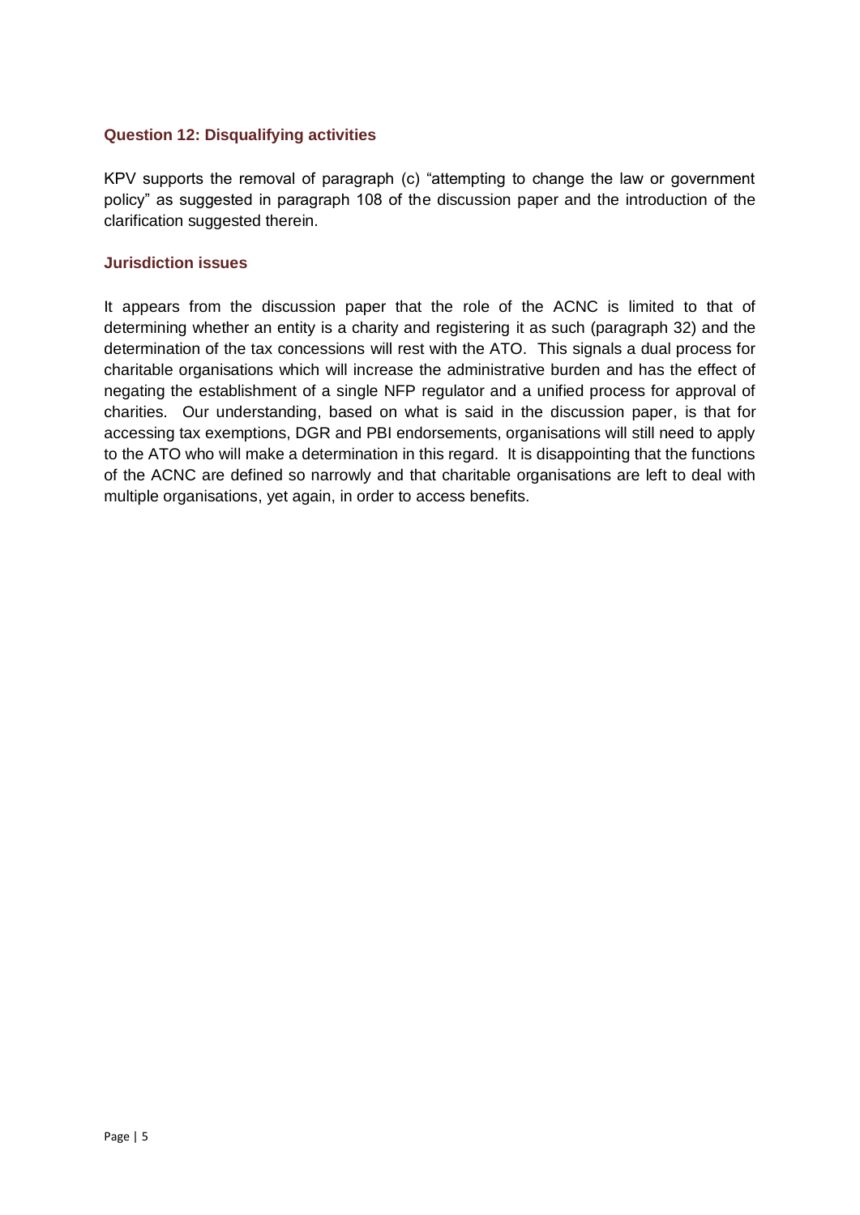### Question 12: Disqualifying activities

KPV supports the removal of paragraph (c) "attempting to change the law or government policy" as suggested in paragraph 108 of the discussion paper and the introduction of the clarification suggested therein.

### Jurisdiction issues

It appears from the discussion paper that the role of the ACNC is limited to that of determining whether an entity is a charity and registering it as such (paragraph 32) and the determination of the tax concessions will rest with the ATO. This signals a dual process for charitable organisations which will increase the administrative burden and has the effect of negating the establishment of a single NFP regulator and a unified process for approval of charities. Our understanding, based on what is said in the discussion paper, is that for accessing tax exemptions, DGR and PBI endorsements, organisations will still need to apply to the ATO who will make a determination in this regard. It is disappointing that the functions of the ACNC are defined so narrowly and that charitable organisations are left to deal with multiple organisations, yet again, in order to access benefits.